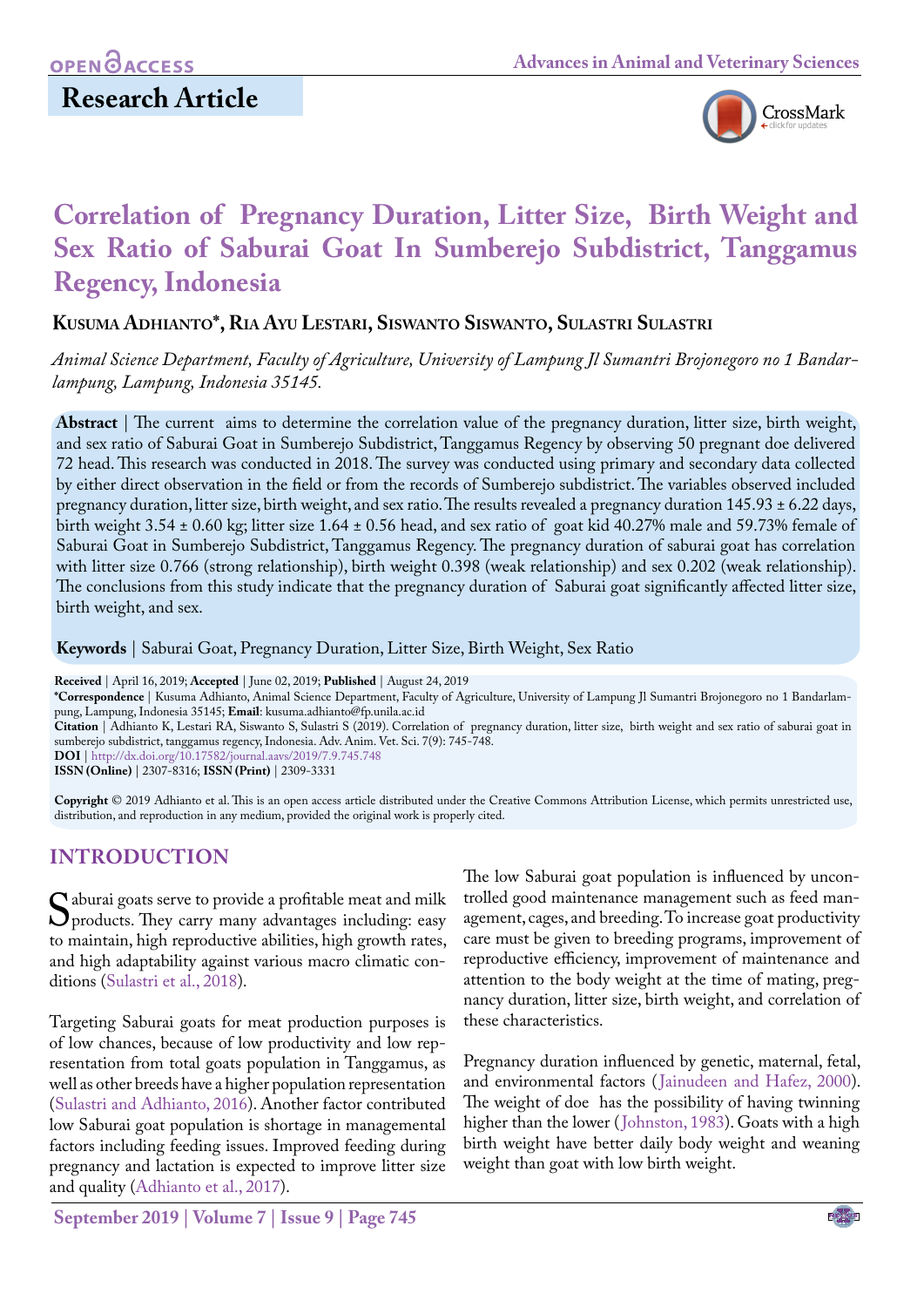OPEN ACCESS

## Research Article

# Correlation of Pregnancy Duration, Litter Size, Birth Weight and Sex Ratio of Saburai Goat In Sumberejo Subdistrict, Tanggamus Regency, Indonesia

**Kusuma Adhianto*, Ria Ayu Lestari, Siswanto Siswanto, Sulastri Sulastri**

*Animal Science Department, Faculty of Agriculture, University of Lampung Jl Sumantri Brojonegoro no 1 Bandarlampung, Lampung, Indonesia 35145.*

**Abstract** | The current aims to determine the correlation value of the pregnancy duration, litter size, birth weight, and sex ratio of Saburai Goat in Sumberejo Subdistrict, Tanggamus Regency by observing 50 pregnant doe delivered 72 head. This research was conducted in 2018. The survey was conducted using primary and secondary data collected by either direct observation in the field or from the records of Sumberejo subdistrict. The variables observed included pregnancy duration, litter size, birth weight, and sex ratio. The results revealed a pregnancy duration 145.93 ± 6.22 days, birth weight 3.54 ± 0.60 kg; litter size 1.64 ± 0.56 head, and sex ratio of goat kid 40.27% male and 59.73% female of Saburai Goat in Sumberejo Subdistrict, Tanggamus Regency. The pregnancy duration of saburai goat has correlation with litter size 0.766 (strong relationship), birth weight 0.398 (weak relationship) and sex 0.202 (weak relationship). The conclusions from this study indicate that the pregnancy duration of Saburai goat significantly affected litter size, birth weight, and sex.

**Keywords** | Saburai Goat, Pregnancy Duration, Litter Size, Birth Weight, Sex Ratio

**Received** | April 16, 2019; **Accepted** | June 02, 2019; **Published** | August 24, 2019
**\*Correspondence** | Kusuma Adhianto, Animal Science Department, Faculty of Agriculture, University of Lampung Jl Sumantri Brojonegoro no 1 Bandarlampung, Lampung, Indonesia 35145; **Email**: kusuma.adhianto@fp.unila.ac.id
**Citation** | Adhianto K, Lestari RA, Siswanto S, Sulastri S (2019). Correlation of pregnancy duration, litter size, birth weight and sex ratio of saburai goat in sumberejo subdistrict, tanggamus regency, Indonesia. Adv. Anim. Vet. Sci. 7(9): 745-748.
**DOI** | http://dx.doi.org/10.17582/journal.aavs/2019/7.9.745.748
**ISSN (Online)** | 2307-8316; **ISSN (Print)** | 2309-3331

**Copyright** © 2019 Adhianto et al. This is an open access article distributed under the Creative Commons Attribution License, which permits unrestricted use, distribution, and reproduction in any medium, provided the original work is properly cited.

## INTRODUCTION

Saburai goats serve to provide a profitable meat and milk products. They carry many advantages including: easy to maintain, high reproductive abilities, high growth rates, and high adaptability against various macro climatic conditions (Sulastri et al., 2018).

Targeting Saburai goats for meat production purposes is of low chances, because of low productivity and low representation from total goats population in Tanggamus, as well as other breeds have a higher population representation (Sulastri and Adhianto, 2016). Another factor contributed low Saburai goat population is shortage in managemental factors including feeding issues. Improved feeding during pregnancy and lactation is expected to improve litter size and quality (Adhianto et al., 2017).

The low Saburai goat population is influenced by uncontrolled good maintenance management such as feed management, cages, and breeding. To increase goat productivity care must be given to breeding programs, improvement of reproductive efficiency, improvement of maintenance and attention to the body weight at the time of mating, pregnancy duration, litter size, birth weight, and correlation of these characteristics.

Pregnancy duration influenced by genetic, maternal, fetal, and environmental factors (Jainudeen and Hafez, 2000). The weight of doe has the possibility of having twinning higher than the lower (Johnston, 1983). Goats with a high birth weight have better daily body weight and weaning weight than goat with low birth weight.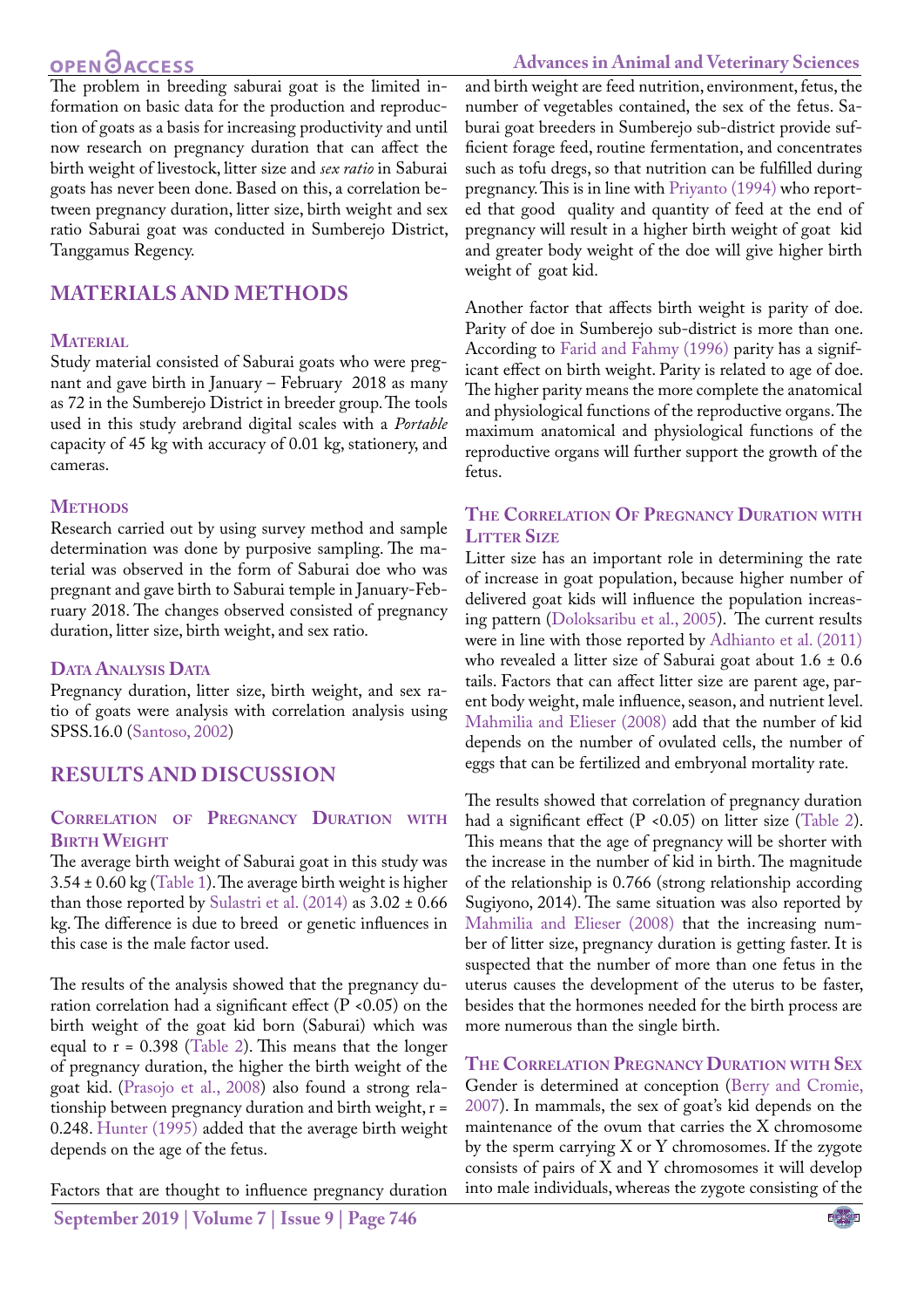The problem in breeding saburai goat is the limited information on basic data for the production and reproduction of goats as a basis for increasing productivity and until now research on pregnancy duration that can affect the birth weight of livestock, litter size and *sex ratio* in Saburai goats has never been done. Based on this, a correlation between pregnancy duration, litter size, birth weight and sex ratio Saburai goat was conducted in Sumberejo District, Tanggamus Regency.

## MATERIALS AND METHODS

### Material

Study material consisted of Saburai goats who were pregnant and gave birth in January – February 2018 as many as 72 in the Sumberejo District in breeder group. The tools used in this study arebrand digital scales with a *Portable* capacity of 45 kg with accuracy of 0.01 kg, stationery, and cameras.

### Methods

Research carried out by using survey method and sample determination was done by purposive sampling. The material was observed in the form of Saburai doe who was pregnant and gave birth to Saburai temple in January-February 2018. The changes observed consisted of pregnancy duration, litter size, birth weight, and sex ratio.

### Data Analysis Data

Pregnancy duration, litter size, birth weight, and sex ratio of goats were analysis with correlation analysis using SPSS.16.0 (Santoso, 2002)

## RESULTS AND DISCUSSION

### Correlation of Pregnancy Duration with Birth Weight

The average birth weight of Saburai goat in this study was 3.54 ± 0.60 kg (Table 1). The average birth weight is higher than those reported by Sulastri et al. (2014) as 3.02 ± 0.66 kg. The difference is due to breed or genetic influences in this case is the male factor used.

The results of the analysis showed that the pregnancy duration correlation had a significant effect ($P < 0.05$) on the birth weight of the goat kid born (Saburai) which was equal to $r = 0.398$ (Table 2). This means that the longer of pregnancy duration, the higher the birth weight of the goat kid. (Prasojo et al., 2008) also found a strong relationship between pregnancy duration and birth weight, $r = 0.248$. Hunter (1995) added that the average birth weight depends on the age of the fetus.

Factors that are thought to influence pregnancy duration and birth weight are feed nutrition, environment, fetus, the number of vegetables contained, the sex of the fetus. Saburai goat breeders in Sumberejo sub-district provide sufficient forage feed, routine fermentation, and concentrates such as tofu dregs, so that nutrition can be fulfilled during pregnancy. This is in line with Priyanto (1994) who reported that good quality and quantity of feed at the end of pregnancy will result in a higher birth weight of goat kid and greater body weight of the doe will give higher birth weight of goat kid.

Another factor that affects birth weight is parity of doe. Parity of doe in Sumberejo sub-district is more than one. According to Farid and Fahmy (1996) parity has a significant effect on birth weight. Parity is related to age of doe. The higher parity means the more complete the anatomical and physiological functions of the reproductive organs. The maximum anatomical and physiological functions of the reproductive organs will further support the growth of the fetus.

### The Correlation Of Pregnancy Duration with Litter Size

Litter size has an important role in determining the rate of increase in goat population, because higher number of delivered goat kids will influence the population increasing pattern (Doloksaribu et al., 2005). The current results were in line with those reported by Adhianto et al. (2011) who revealed a litter size of Saburai goat about 1.6 ± 0.6 tails. Factors that can affect litter size are parent age, parent body weight, male influence, season, and nutrient level. Mahmilia and Elieser (2008) add that the number of kid depends on the number of ovulated cells, the number of eggs that can be fertilized and embryonal mortality rate.

The results showed that correlation of pregnancy duration had a significant effect ($P < 0.05$) on litter size (Table 2). This means that the age of pregnancy will be shorter with the increase in the number of kid in birth. The magnitude of the relationship is 0.766 (strong relationship according Sugiyono, 2014). The same situation was also reported by Mahmilia and Elieser (2008) that the increasing number of litter size, pregnancy duration is getting faster. It is suspected that the number of more than one fetus in the uterus causes the development of the uterus to be faster, besides that the hormones needed for the birth process are more numerous than the single birth.

### The Correlation Pregnancy Duration with Sex

Gender is determined at conception (Berry and Cromie, 2007). In mammals, the sex of goat's kid depends on the maintenance of the ovum that carries the X chromosome by the sperm carrying X or Y chromosomes. If the zygote consists of pairs of X and Y chromosomes it will develop into male individuals, whereas the zygote consisting of the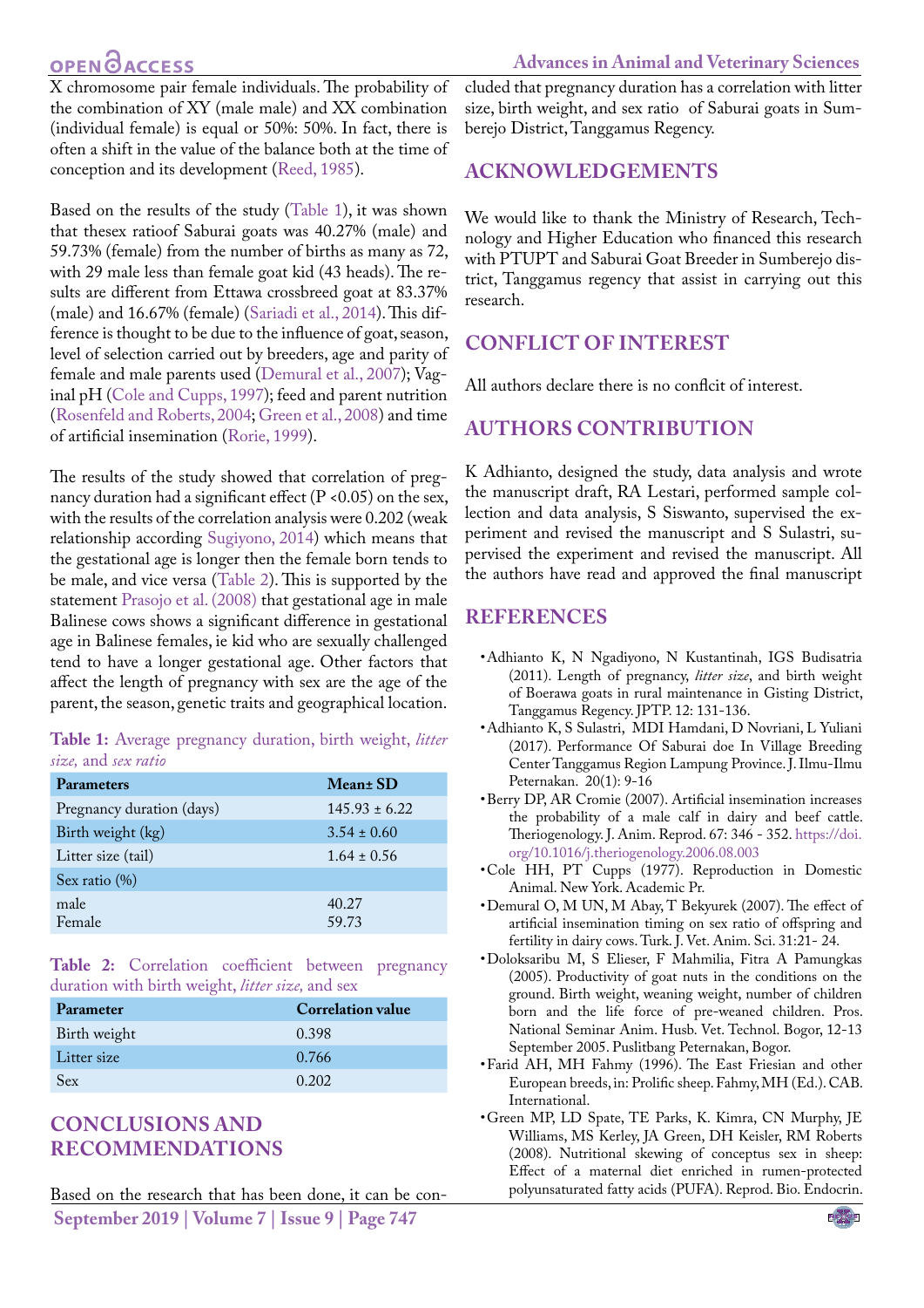X chromosome pair female individuals. The probability of the combination of XY (male male) and XX combination (individual female) is equal or 50%: 50%. In fact, there is often a shift in the value of the balance both at the time of conception and its development (Reed, 1985).

Based on the results of the study (Table 1), it was shown that thesex ratioof Saburai goats was 40.27% (male) and 59.73% (female) from the number of births as many as 72, with 29 male less than female goat kid (43 heads). The results are different from Ettawa crossbreed goat at 83.37% (male) and 16.67% (female) (Sariadi et al., 2014). This difference is thought to be due to the influence of goat, season, level of selection carried out by breeders, age and parity of female and male parents used (Demural et al., 2007); Vaginal pH (Cole and Cupps, 1997); feed and parent nutrition (Rosenfeld and Roberts, 2004; Green et al., 2008) and time of artificial insemination (Rorie, 1999).

The results of the study showed that correlation of pregnancy duration had a significant effect ($P < 0.05$) on the sex, with the results of the correlation analysis were 0.202 (weak relationship according Sugiyono, 2014) which means that the gestational age is longer then the female born tends to be male, and vice versa (Table 2). This is supported by the statement Prasojo et al. (2008) that gestational age in male Balinese cows shows a significant difference in gestational age in Balinese females, ie kid who are sexually challenged tend to have a longer gestational age. Other factors that affect the length of pregnancy with sex are the age of the parent, the season, genetic traits and geographical location.

**Table 1:** Average pregnancy duration, birth weight, *litter size,* and *sex ratio*

| Parameters | Mean± SD |
| --- | --- |
| Pregnancy duration (days) | 145.93 ± 6.22 |
| Birth weight (kg) | 3.54 ± 0.60 |
| Litter size (tail) | 1.64 ± 0.56 |
| Sex ratio (%) | |
| male | 40.27 |
| Female | 59.73 |

**Table 2:** Correlation coefficient between pregnancy duration with birth weight, *litter size,* and sex

| Parameter | Correlation value |
| --- | --- |
| Birth weight | 0.398 |
| Litter size | 0.766 |
| Sex | 0.202 |

## CONCLUSIONS AND RECOMMENDATIONS

Based on the research that has been done, it can be concluded that pregnancy duration has a correlation with litter size, birth weight, and sex ratio of Saburai goats in Sumberejo District, Tanggamus Regency.

## ACKNOWLEDGEMENTS

We would like to thank the Ministry of Research, Technology and Higher Education who financed this research with PTUPT and Saburai Goat Breeder in Sumberejo district, Tanggamus regency that assist in carrying out this research.

## CONFLICT OF INTEREST

All authors declare there is no conflcit of interest.

## AUTHORS CONTRIBUTION

K Adhianto, designed the study, data analysis and wrote the manuscript draft, RA Lestari, performed sample collection and data analysis, S Siswanto, supervised the experiment and revised the manuscript and S Sulastri, supervised the experiment and revised the manuscript. All the authors have read and approved the final manuscript

## REFERENCES

- Adhianto K, N Ngadiyono, N Kustantinah, IGS Budisatria (2011). Length of pregnancy, *litter size*, and birth weight of Boerawa goats in rural maintenance in Gisting District, Tanggamus Regency. JPTP. 12: 131-136.
- Adhianto K, S Sulastri, MDI Hamdani, D Novriani, L Yuliani (2017). Performance Of Saburai doe In Village Breeding Center Tanggamus Region Lampung Province. J. Ilmu-Ilmu Peternakan. 20(1): 9-16
- Berry DP, AR Cromie (2007). Artificial insemination increases the probability of a male calf in dairy and beef cattle. Theriogenology. J. Anim. Reprod. 67: 346 - 352. https://doi.org/10.1016/j.theriogenology.2006.08.003
- Cole HH, PT Cupps (1977). Reproduction in Domestic Animal. New York. Academic Pr.
- Demural O, M UN, M Abay, T Bekyurek (2007). The effect of artificial insemination timing on sex ratio of offspring and fertility in dairy cows. Turk. J. Vet. Anim. Sci. 31:21- 24.
- Doloksaribu M, S Elieser, F Mahmilia, Fitra A Pamungkas (2005). Productivity of goat nuts in the conditions on the ground. Birth weight, weaning weight, number of children born and the life force of pre-weaned children. Pros. National Seminar Anim. Husb. Vet. Technol. Bogor, 12-13 September 2005. Puslitbang Peternakan, Bogor.
- Farid AH, MH Fahmy (1996). The East Friesian and other European breeds, in: Prolific sheep. Fahmy, MH (Ed.). CAB. International.
- Green MP, LD Spate, TE Parks, K. Kimra, CN Murphy, JE Williams, MS Kerley, JA Green, DH Keisler, RM Roberts (2008). Nutritional skewing of conceptus sex in sheep: Effect of a maternal diet enriched in rumen-protected polyunsaturated fatty acids (PUFA). Reprod. Bio. Endocrin.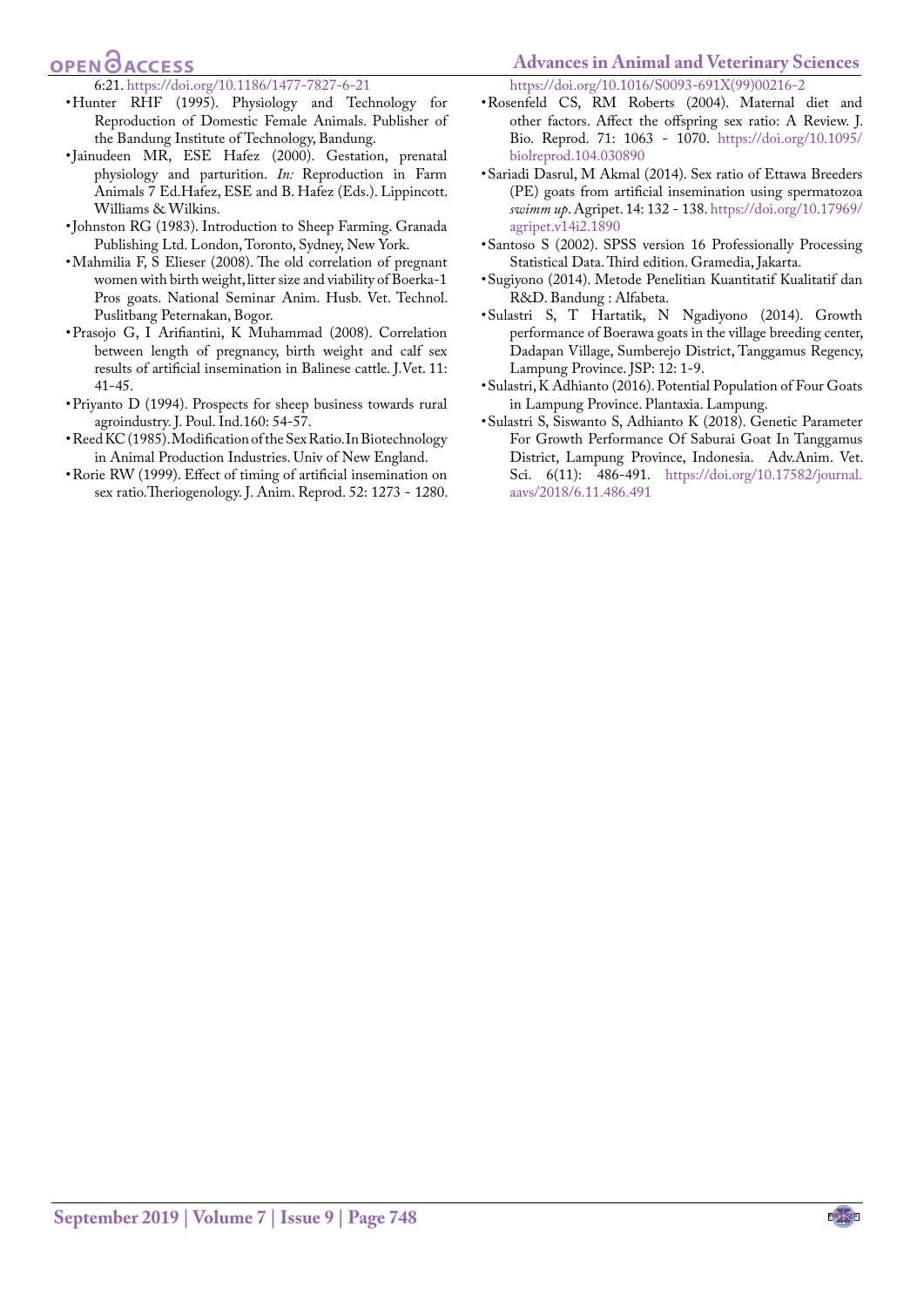6:21. https://doi.org/10.1186/1477-7827-6-21

- Hunter RHF (1995). Physiology and Technology for Reproduction of Domestic Female Animals. Publisher of the Bandung Institute of Technology, Bandung.
- Jainudeen MR, ESE Hafez (2000). Gestation, prenatal physiology and parturition. *In:* Reproduction in Farm Animals 7 Ed.Hafez, ESE and B. Hafez (Eds.). Lippincott. Williams & Wilkins.
- Johnston RG (1983). Introduction to Sheep Farming. Granada Publishing Ltd. London, Toronto, Sydney, New York.
- Mahmilia F, S Elieser (2008). The old correlation of pregnant women with birth weight, litter size and viability of Boerka-1 Pros goats. National Seminar Anim. Husb. Vet. Technol. Puslitbang Peternakan, Bogor.
- Prasojo G, I Arifiantini, K Muhammad (2008). Correlation between length of pregnancy, birth weight and calf sex results of artificial insemination in Balinese cattle. J.Vet. 11: 41-45.
- Priyanto D (1994). Prospects for sheep business towards rural agroindustry. J. Poul. Ind.160: 54-57.
- Reed KC (1985). Modification of the Sex Ratio. In Biotechnology in Animal Production Industries. Univ of New England.
- Rorie RW (1999). Effect of timing of artificial insemination on sex ratio.Theriogenology. J. Anim. Reprod. 52: 1273 - 1280. https://doi.org/10.1016/S0093-691X(99)00216-2
- Rosenfeld CS, RM Roberts (2004). Maternal diet and other factors. Affect the offspring sex ratio: A Review. J. Bio. Reprod. 71: 1063 - 1070. https://doi.org/10.1095/biolreprod.104.030890
- Sariadi Dasrul, M Akmal (2014). Sex ratio of Ettawa Breeders (PE) goats from artificial insemination using spermatozoa *swimm up*. Agripet. 14: 132 - 138. https://doi.org/10.17969/agripet.v14i2.1890
- Santoso S (2002). SPSS version 16 Professionally Processing Statistical Data. Third edition. Gramedia, Jakarta.
- Sugiyono (2014). Metode Penelitian Kuantitatif Kualitatif dan R&D. Bandung : Alfabeta.
- Sulastri S, T Hartatik, N Ngadiyono (2014). Growth performance of Boerawa goats in the village breeding center, Dadapan Village, Sumberejo District, Tanggamus Regency, Lampung Province. JSP: 12: 1-9.
- Sulastri, K Adhianto (2016). Potential Population of Four Goats in Lampung Province. Plantaxia. Lampung.
- Sulastri S, Siswanto S, Adhianto K (2018). Genetic Parameter For Growth Performance Of Saburai Goat In Tanggamus District, Lampung Province, Indonesia. Adv.Anim. Vet. Sci. 6(11): 486-491. https://doi.org/10.17582/journal.aavs/2018/6.11.486.491